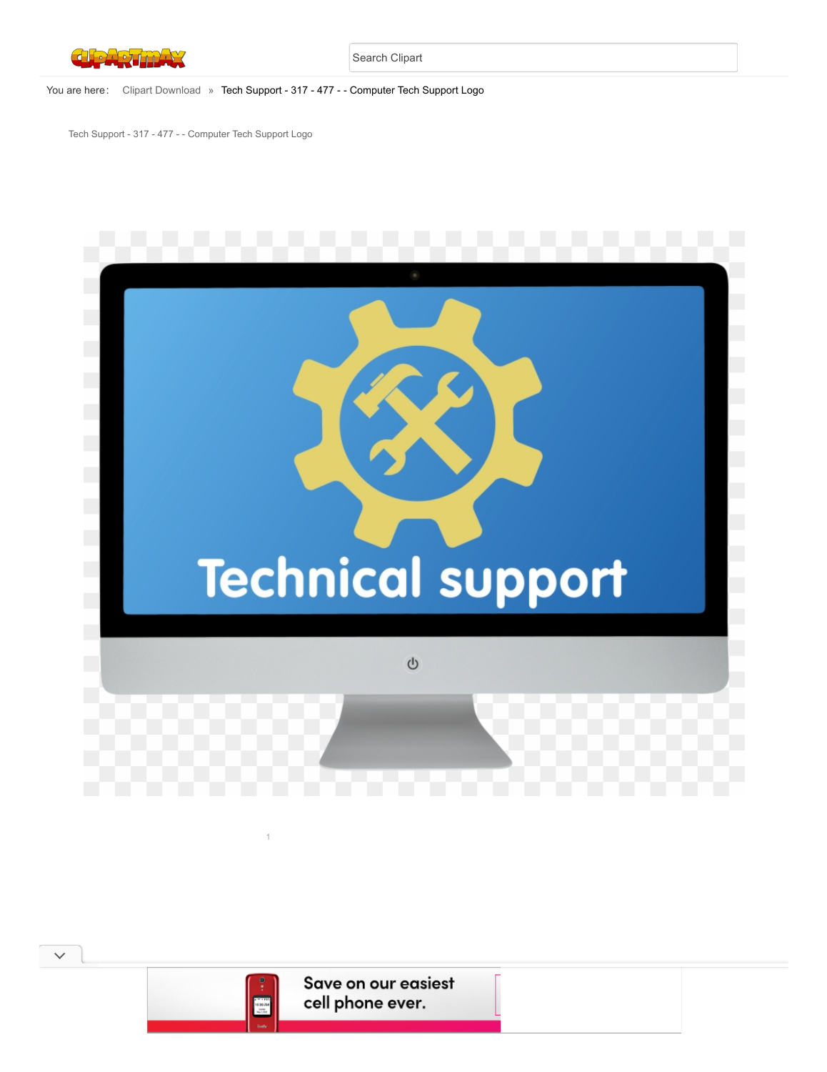Search Clipart

You are here: Clipart Download » Tech Support - 317 - 477 - - Computer Tech Support Logo

Tech Support - 317 - 477 - - Computer Tech Support Logo

Technical support

Save on our easiest cell phone ever.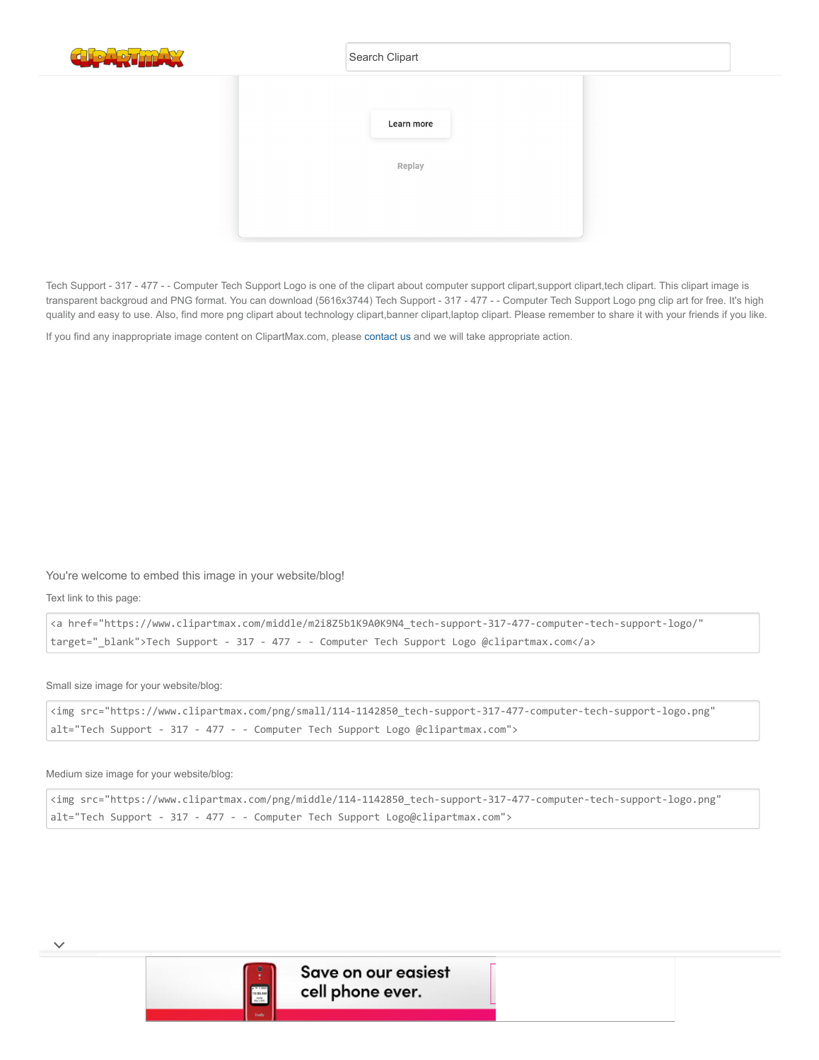Tech Support - 317 - 477 - - Computer Tech Support Logo is one of the clipart about computer support clipart,support clipart,tech clipart. This clipart image is transparent backgroud and PNG format. You can download (5616x3744) Tech Support - 317 - 477 - - Computer Tech Support Logo png clip art for free. It's high quality and easy to use. Also, find more png clipart about technology clipart,banner clipart,laptop clipart. Please remember to share it with your friends if you like.

If you find any inappropriate image content on ClipartMax.com, please contact us and we will take appropriate action.

You're welcome to embed this image in your website/blog!

Text link to this page:

```
<a href="https://www.clipartmax.com/middle/m2i8Z5b1K9A0K9N4_tech-support-317-477-computer-tech-support-logo/" target="_blank">Tech Support - 317 - 477 - - Computer Tech Support Logo @clipartmax.com</a>
```

Small size image for your website/blog:

```
<img src="https://www.clipartmax.com/png/small/114-1142850_tech-support-317-477-computer-tech-support-logo.png" alt="Tech Support - 317 - 477 - - Computer Tech Support Logo @clipartmax.com">
```

Medium size image for your website/blog:

```
<img src="https://www.clipartmax.com/png/middle/114-1142850_tech-support-317-477-computer-tech-support-logo.png" alt="Tech Support - 317 - 477 - - Computer Tech Support Logo@clipartmax.com">
```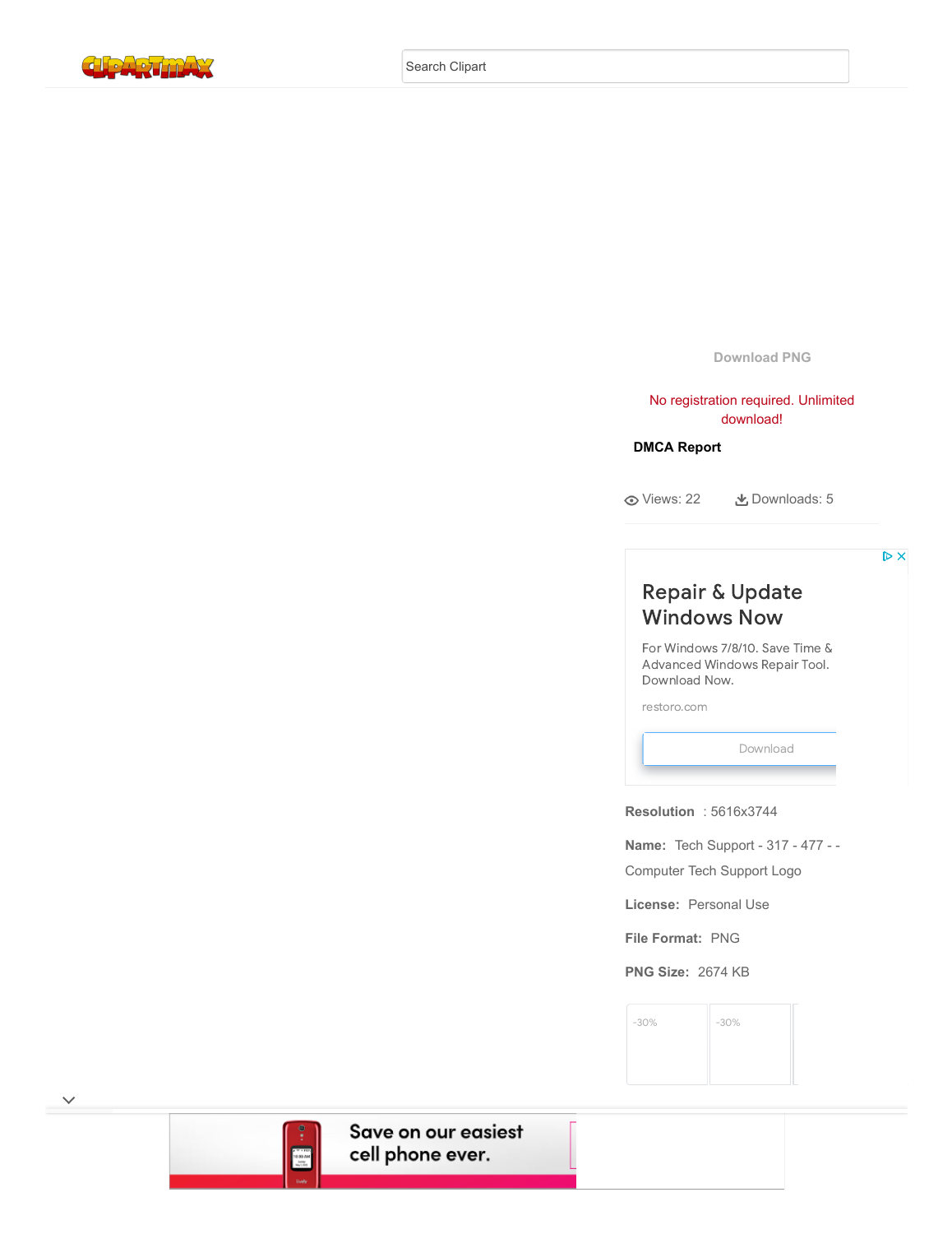Search Clipart

Download PNG

No registration required. Unlimited download!

**DMCA Report**

Views: 22 Downloads: 5

Repair & Update Windows Now

For Windows 7/8/10. Save Time & Advanced Windows Repair Tool. Download Now.

restoro.com

Download

**Resolution** : 5616x3744

**Name:** Tech Support - 317 - 477 - - Computer Tech Support Logo

**License:** Personal Use

**File Format:** PNG

**PNG Size:** 2674 KB

-30% -30%

Save on our easiest cell phone ever.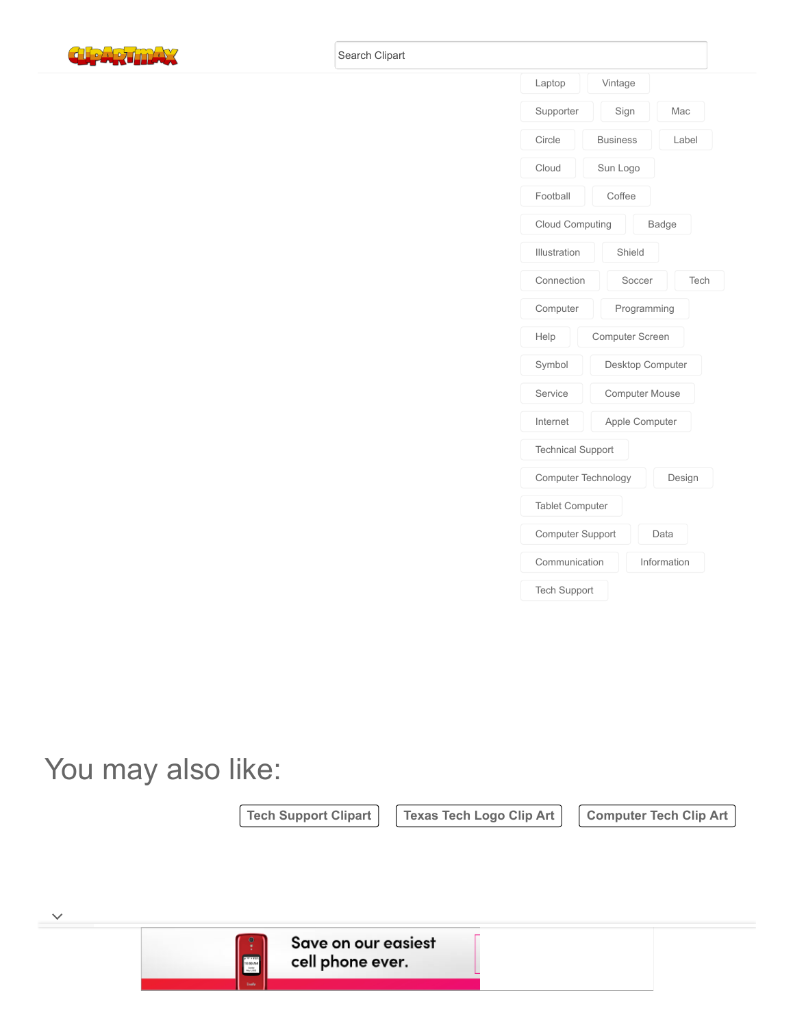Search Clipart

Laptop Vintage

Supporter Sign Mac

Circle Business Label

Cloud Sun Logo

Football Coffee

Cloud Computing Badge

Illustration Shield

Connection Soccer Tech

Computer Programming

Help Computer Screen

Symbol Desktop Computer

Service Computer Mouse

Internet Apple Computer

Technical Support

Computer Technology Design

Tablet Computer

Computer Support Data

Communication Information

Tech Support

# You may also like:

Tech Support Clipart | Texas Tech Logo Clip Art | Computer Tech Clip Art

Save on our easiest cell phone ever.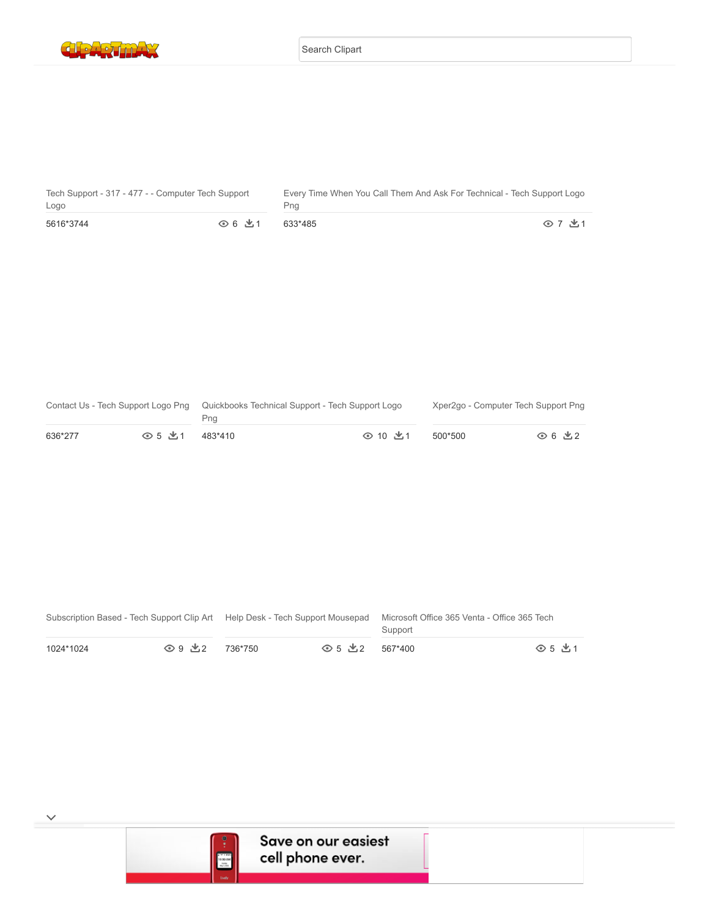Search Clipart

Tech Support - 317 - 477 - - Computer Tech Support Logo

5616*3744 · 6 · 1

Every Time When You Call Them And Ask For Technical - Tech Support Logo Png

633*485 · 7 · 1

Contact Us - Tech Support Logo Png

636*277 · 5 · 1

Quickbooks Technical Support - Tech Support Logo Png

483*410 · 10 · 1

Xper2go - Computer Tech Support Png

500*500 · 6 · 2

Subscription Based - Tech Support Clip Art

1024*1024 · 9 · 2

Help Desk - Tech Support Mousepad

736*750 · 5 · 2

Microsoft Office 365 Venta - Office 365 Tech Support

567*400 · 5 · 1

Save on our easiest cell phone ever.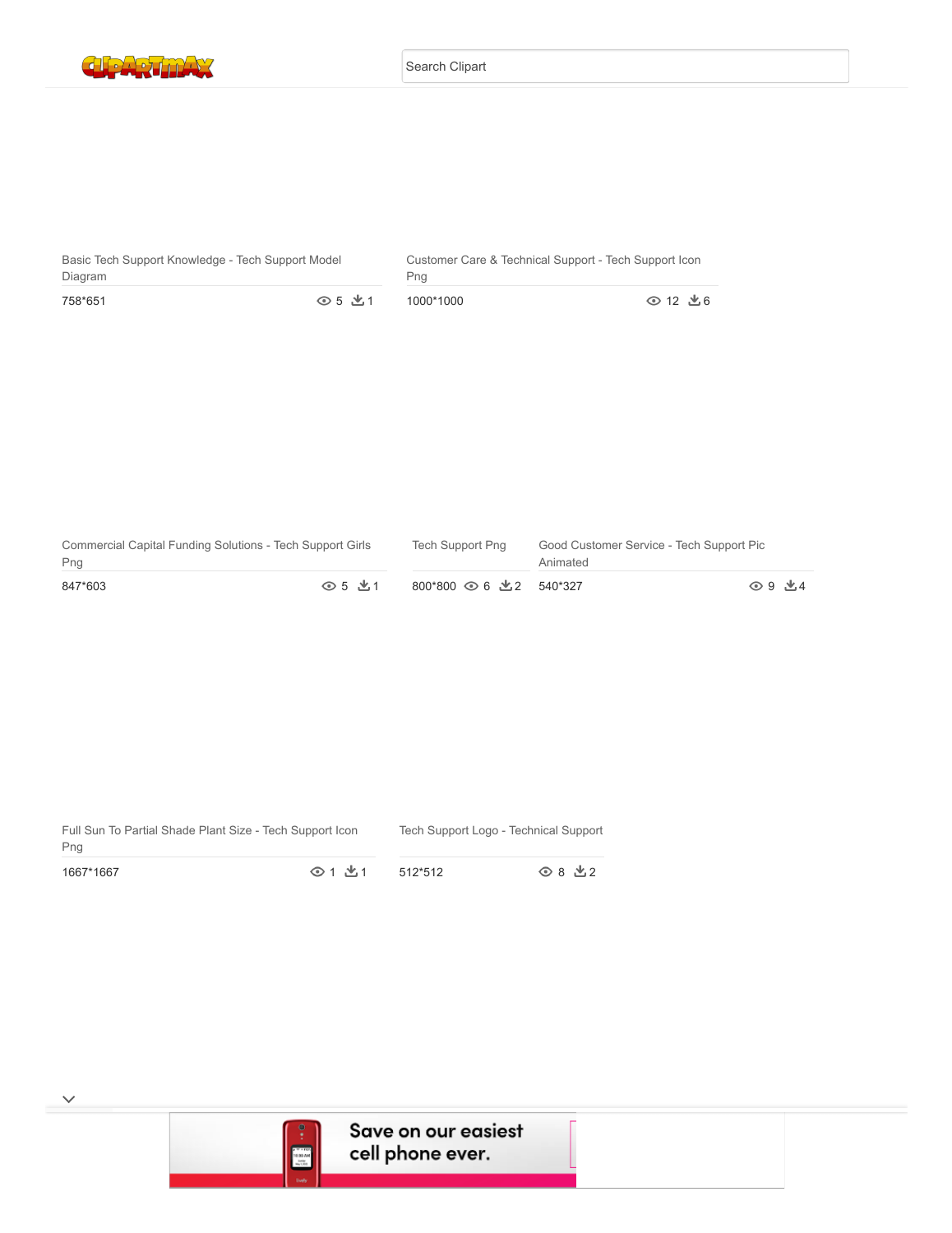Search Clipart

Basic Tech Support Knowledge - Tech Support Model Diagram

758*651 5 1

Customer Care & Technical Support - Tech Support Icon Png

1000*1000 12 6

Commercial Capital Funding Solutions - Tech Support Girls Png

847*603 5 1

Tech Support Png

800*800 6 2

Good Customer Service - Tech Support Pic Animated

540*327 9 4

Full Sun To Partial Shade Plant Size - Tech Support Icon Png

1667*1667 1 1

Tech Support Logo - Technical Support

512*512 8 2

Save on our easiest cell phone ever.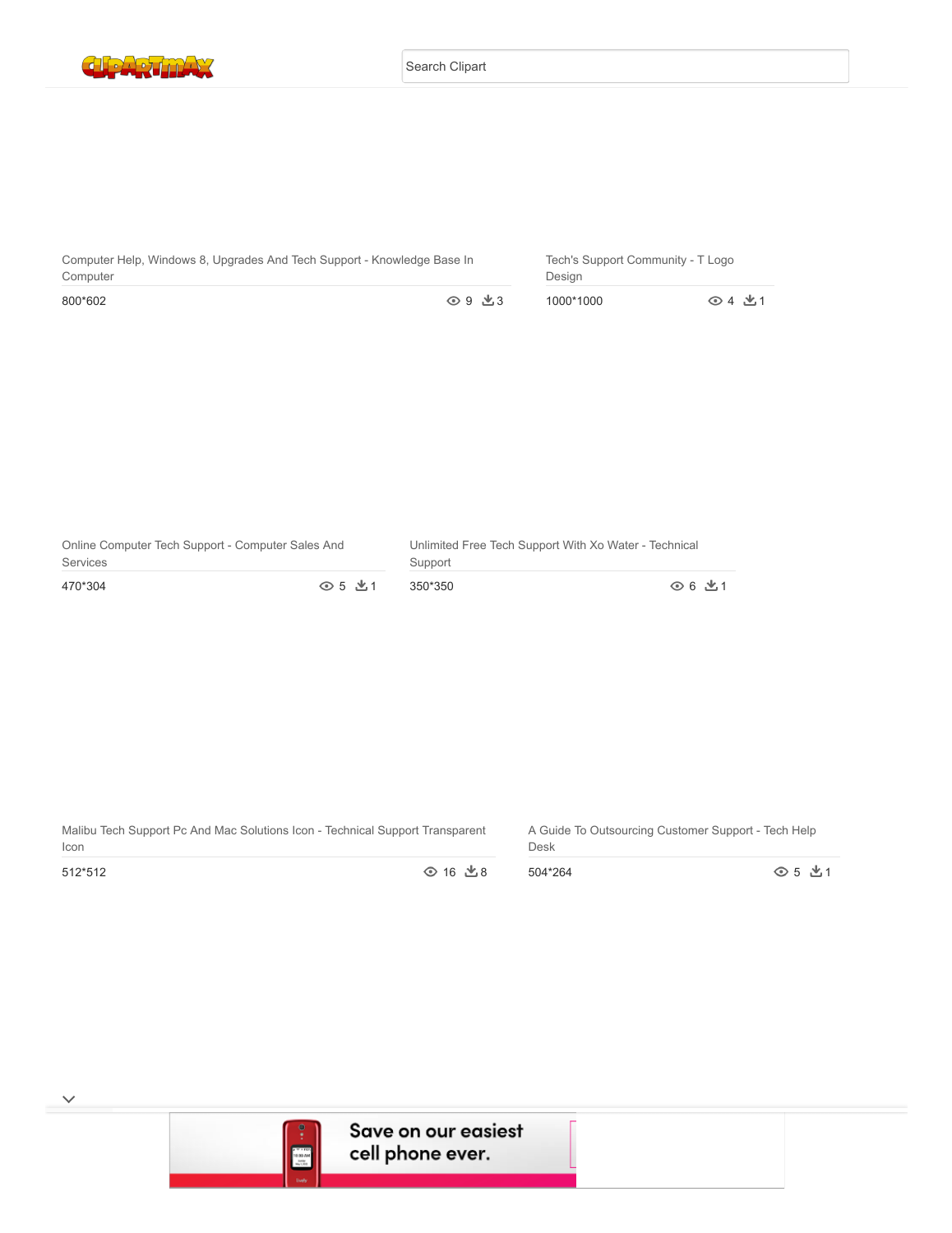Search Clipart

Computer Help, Windows 8, Upgrades And Tech Support - Knowledge Base In Computer

800*602 | 9 | 3

Tech's Support Community - T Logo Design

1000*1000 | 4 | 1

Online Computer Tech Support - Computer Sales And Services

470*304 | 5 | 1

Unlimited Free Tech Support With Xo Water - Technical Support

350*350 | 6 | 1

Malibu Tech Support Pc And Mac Solutions Icon - Technical Support Transparent Icon

512*512 | 16 | 8

A Guide To Outsourcing Customer Support - Tech Help Desk

504*264 | 5 | 1

Save on our easiest cell phone ever.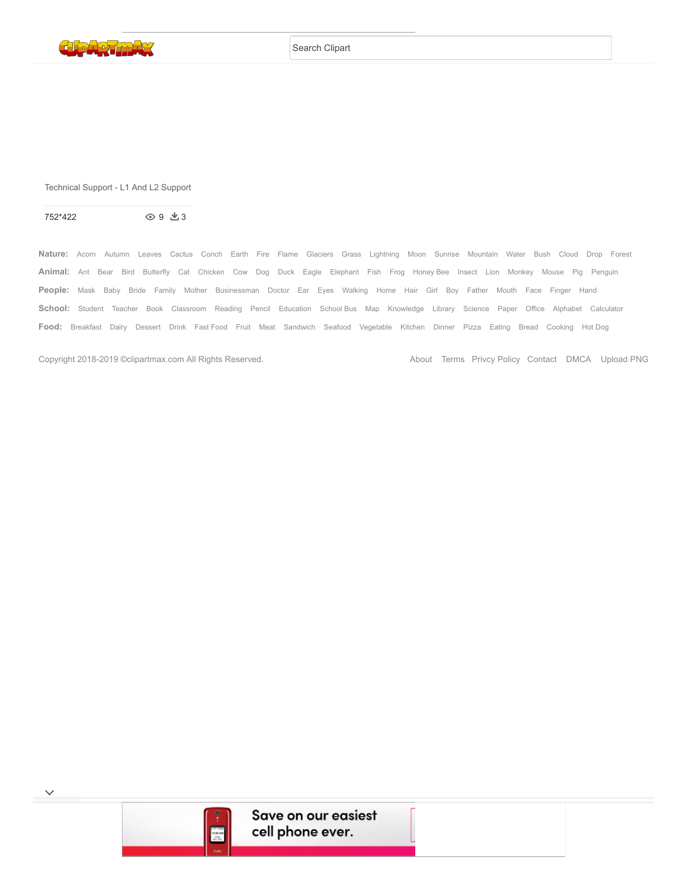Search Clipart

Technical Support - L1 And L2 Support

752*422 9 3

**Nature:** Acorn Autumn Leaves Cactus Conch Earth Fire Flame Glaciers Grass Lightning Moon Sunrise Mountain Water Bush Cloud Drop Forest

**Animal:** Ant Bear Bird Butterfly Cat Chicken Cow Dog Duck Eagle Elephant Fish Frog Honey Bee Insect Lion Monkey Mouse Pig Penguin

**People:** Mask Baby Bride Family Mother Businessman Doctor Ear Eyes Walking Home Hair Girl Boy Father Mouth Face Finger Hand

**School:** Student Teacher Book Classroom Reading Pencil Education School Bus Map Knowledge Library Science Paper Office Alphabet Calculator

**Food:** Breakfast Dairy Dessert Drink Fast Food Fruit Meat Sandwich Seafood Vegetable Kitchen Dinner Pizza Eating Bread Cooking Hot Dog

Copyright 2018-2019 ©clipartmax.com All Rights Reserved.

About Terms Privcy Policy Contact DMCA Upload PNG

Save on our easiest cell phone ever.